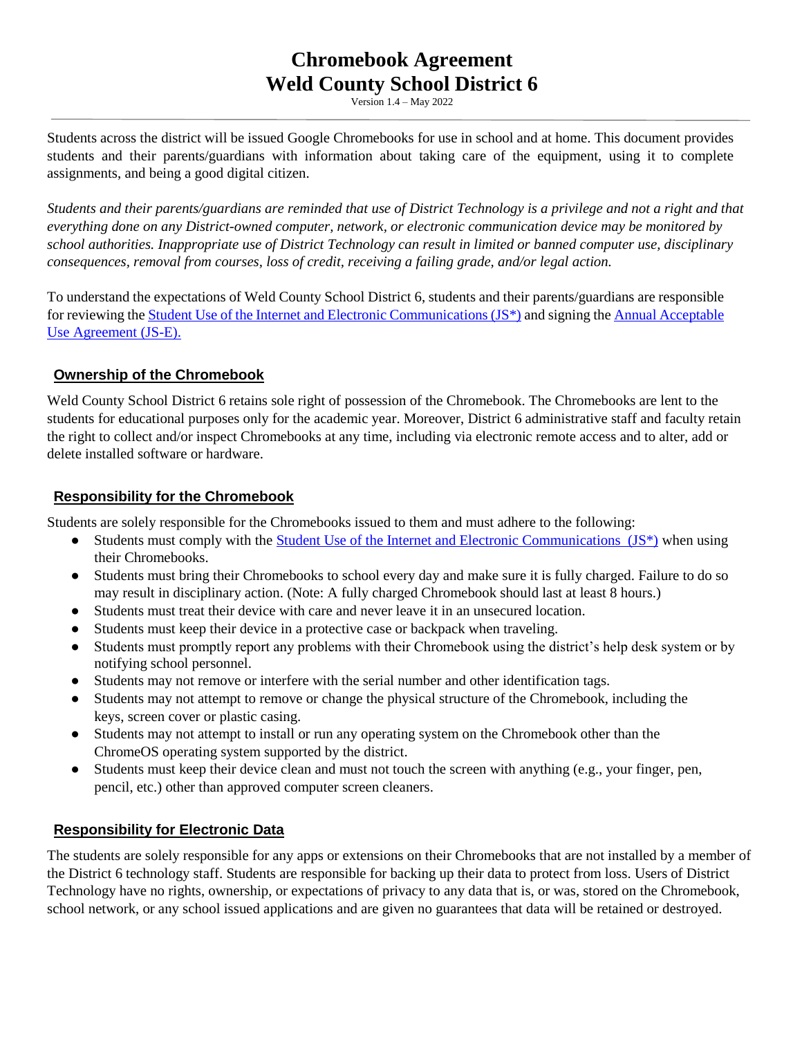# Chromebook Agreement
# Weld County School District 6

Version 1.4 – May 2022

Students across the district will be issued Google Chromebooks for use in school and at home. This document provides students and their parents/guardians with information about taking care of the equipment, using it to complete assignments, and being a good digital citizen.

*Students and their parents/guardians are reminded that use of District Technology is a privilege and not a right and that everything done on any District-owned computer, network, or electronic communication device may be monitored by school authorities. Inappropriate use of District Technology can result in limited or banned computer use, disciplinary consequences, removal from courses, loss of credit, receiving a failing grade, and/or legal action.*

To understand the expectations of Weld County School District 6, students and their parents/guardians are responsible for reviewing the Student Use of the Internet and Electronic Communications (JS*) and signing the Annual Acceptable Use Agreement (JS-E).

## Ownership of the Chromebook

Weld County School District 6 retains sole right of possession of the Chromebook. The Chromebooks are lent to the students for educational purposes only for the academic year. Moreover, District 6 administrative staff and faculty retain the right to collect and/or inspect Chromebooks at any time, including via electronic remote access and to alter, add or delete installed software or hardware.

## Responsibility for the Chromebook

Students are solely responsible for the Chromebooks issued to them and must adhere to the following:

- Students must comply with the Student Use of the Internet and Electronic Communications (JS*) when using their Chromebooks.
- Students must bring their Chromebooks to school every day and make sure it is fully charged. Failure to do so may result in disciplinary action. (Note: A fully charged Chromebook should last at least 8 hours.)
- Students must treat their device with care and never leave it in an unsecured location.
- Students must keep their device in a protective case or backpack when traveling.
- Students must promptly report any problems with their Chromebook using the district's help desk system or by notifying school personnel.
- Students may not remove or interfere with the serial number and other identification tags.
- Students may not attempt to remove or change the physical structure of the Chromebook, including the keys, screen cover or plastic casing.
- Students may not attempt to install or run any operating system on the Chromebook other than the ChromeOS operating system supported by the district.
- Students must keep their device clean and must not touch the screen with anything (e.g., your finger, pen, pencil, etc.) other than approved computer screen cleaners.

## Responsibility for Electronic Data

The students are solely responsible for any apps or extensions on their Chromebooks that are not installed by a member of the District 6 technology staff. Students are responsible for backing up their data to protect from loss. Users of District Technology have no rights, ownership, or expectations of privacy to any data that is, or was, stored on the Chromebook, school network, or any school issued applications and are given no guarantees that data will be retained or destroyed.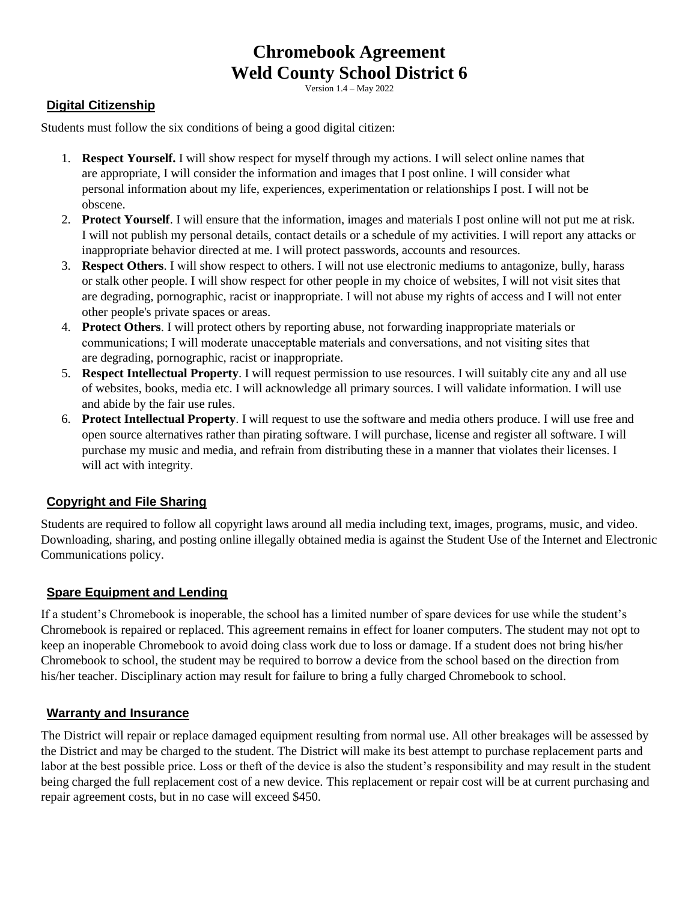# Chromebook Agreement
# Weld County School District 6

Version 1.4 – May 2022

## Digital Citizenship

Students must follow the six conditions of being a good digital citizen:

1. **Respect Yourself.** I will show respect for myself through my actions. I will select online names that are appropriate, I will consider the information and images that I post online. I will consider what personal information about my life, experiences, experimentation or relationships I post. I will not be obscene.
2. **Protect Yourself**. I will ensure that the information, images and materials I post online will not put me at risk. I will not publish my personal details, contact details or a schedule of my activities. I will report any attacks or inappropriate behavior directed at me. I will protect passwords, accounts and resources.
3. **Respect Others**. I will show respect to others. I will not use electronic mediums to antagonize, bully, harass or stalk other people. I will show respect for other people in my choice of websites, I will not visit sites that are degrading, pornographic, racist or inappropriate. I will not abuse my rights of access and I will not enter other people's private spaces or areas.
4. **Protect Others**. I will protect others by reporting abuse, not forwarding inappropriate materials or communications; I will moderate unacceptable materials and conversations, and not visiting sites that are degrading, pornographic, racist or inappropriate.
5. **Respect Intellectual Property**. I will request permission to use resources. I will suitably cite any and all use of websites, books, media etc. I will acknowledge all primary sources. I will validate information. I will use and abide by the fair use rules.
6. **Protect Intellectual Property**. I will request to use the software and media others produce. I will use free and open source alternatives rather than pirating software. I will purchase, license and register all software. I will purchase my music and media, and refrain from distributing these in a manner that violates their licenses. I will act with integrity.

## Copyright and File Sharing

Students are required to follow all copyright laws around all media including text, images, programs, music, and video. Downloading, sharing, and posting online illegally obtained media is against the Student Use of the Internet and Electronic Communications policy.

## Spare Equipment and Lending

If a student's Chromebook is inoperable, the school has a limited number of spare devices for use while the student's Chromebook is repaired or replaced. This agreement remains in effect for loaner computers. The student may not opt to keep an inoperable Chromebook to avoid doing class work due to loss or damage. If a student does not bring his/her Chromebook to school, the student may be required to borrow a device from the school based on the direction from his/her teacher. Disciplinary action may result for failure to bring a fully charged Chromebook to school.

## Warranty and Insurance

The District will repair or replace damaged equipment resulting from normal use. All other breakages will be assessed by the District and may be charged to the student. The District will make its best attempt to purchase replacement parts and labor at the best possible price. Loss or theft of the device is also the student's responsibility and may result in the student being charged the full replacement cost of a new device. This replacement or repair cost will be at current purchasing and repair agreement costs, but in no case will exceed $450.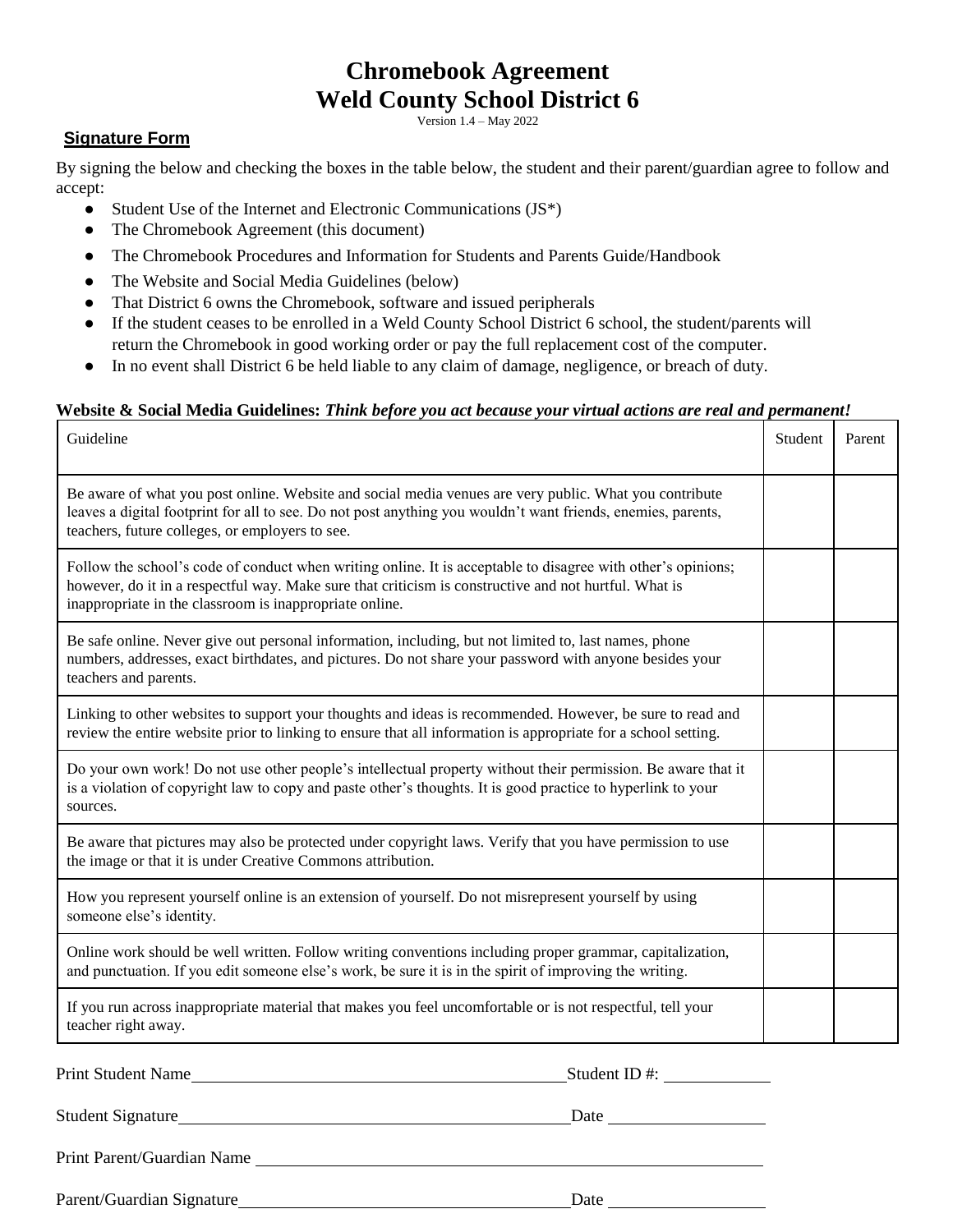# Chromebook Agreement
# Weld County School District 6

Version 1.4 – May 2022

## Signature Form

By signing the below and checking the boxes in the table below, the student and their parent/guardian agree to follow and accept:

- Student Use of the Internet and Electronic Communications (JS*)
- The Chromebook Agreement (this document)
- The Chromebook Procedures and Information for Students and Parents Guide/Handbook
- The Website and Social Media Guidelines (below)
- That District 6 owns the Chromebook, software and issued peripherals
- If the student ceases to be enrolled in a Weld County School District 6 school, the student/parents will return the Chromebook in good working order or pay the full replacement cost of the computer.
- In no event shall District 6 be held liable to any claim of damage, negligence, or breach of duty.

**Website & Social Media Guidelines:** ***Think before you act because your virtual actions are real and permanent!***

| Guideline | Student | Parent |
|---|---|---|
| Be aware of what you post online. Website and social media venues are very public. What you contribute leaves a digital footprint for all to see. Do not post anything you wouldn't want friends, enemies, parents, teachers, future colleges, or employers to see. | | |
| Follow the school's code of conduct when writing online. It is acceptable to disagree with other's opinions; however, do it in a respectful way. Make sure that criticism is constructive and not hurtful. What is inappropriate in the classroom is inappropriate online. | | |
| Be safe online. Never give out personal information, including, but not limited to, last names, phone numbers, addresses, exact birthdates, and pictures. Do not share your password with anyone besides your teachers and parents. | | |
| Linking to other websites to support your thoughts and ideas is recommended. However, be sure to read and review the entire website prior to linking to ensure that all information is appropriate for a school setting. | | |
| Do your own work! Do not use other people's intellectual property without their permission. Be aware that it is a violation of copyright law to copy and paste other's thoughts. It is good practice to hyperlink to your sources. | | |
| Be aware that pictures may also be protected under copyright laws. Verify that you have permission to use the image or that it is under Creative Commons attribution. | | |
| How you represent yourself online is an extension of yourself. Do not misrepresent yourself by using someone else's identity. | | |
| Online work should be well written. Follow writing conventions including proper grammar, capitalization, and punctuation. If you edit someone else's work, be sure it is in the spirit of improving the writing. | | |
| If you run across inappropriate material that makes you feel uncomfortable or is not respectful, tell your teacher right away. | | |

Print Student Name______________________________________________ Student ID #: ____________

Student Signature_______________________________________________ Date __________________

Print Parent/Guardian Name ______________________________________________________________

Parent/Guardian Signature________________________________________ Date __________________